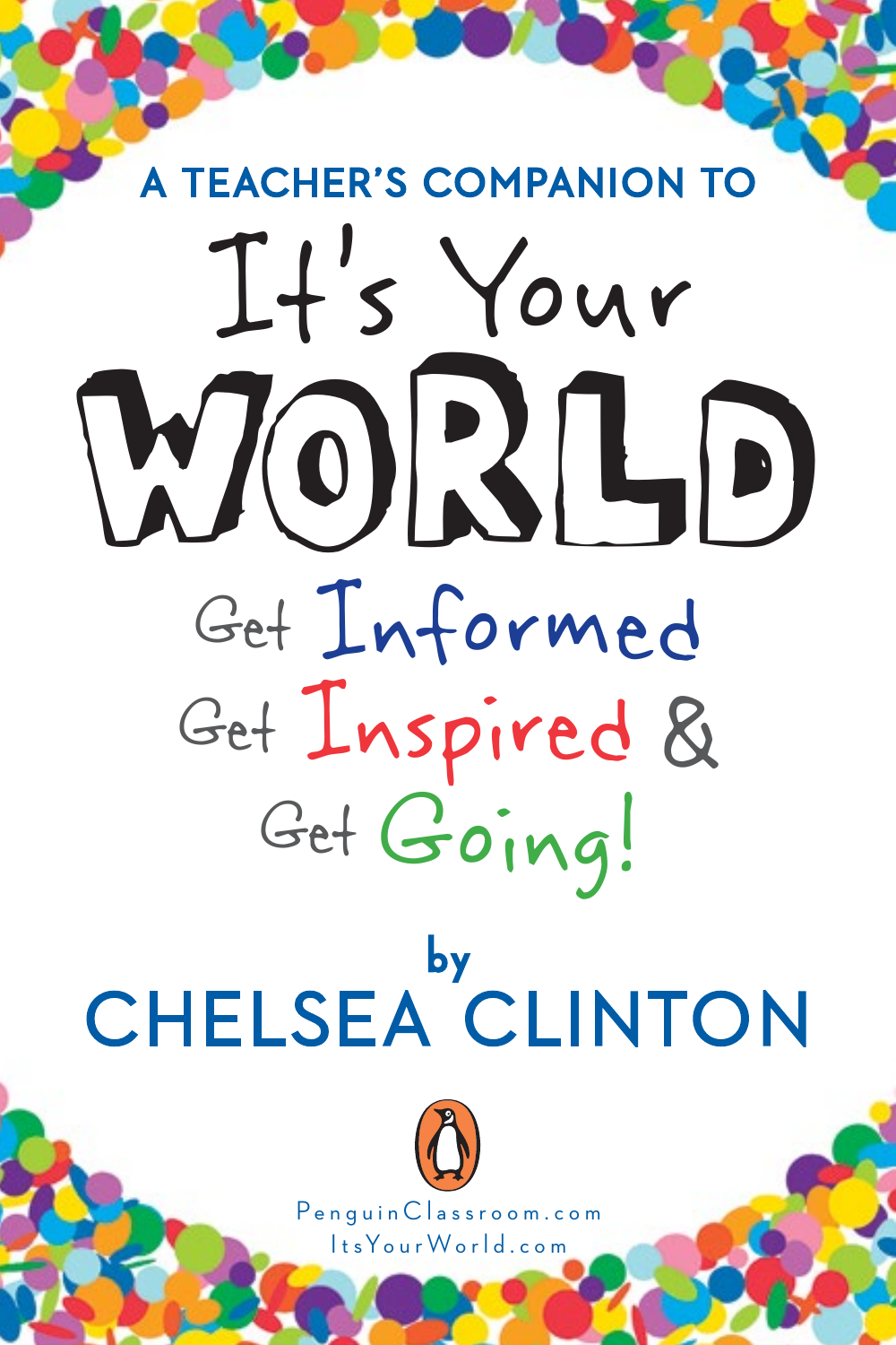A TEACHER'S COMPANION TO

# It's Your WORLD

## Get Informed Get Inspired & Get Going!

by

CHELSEA CLINTON

PenguinClassroom.com

ItsYourWorld.com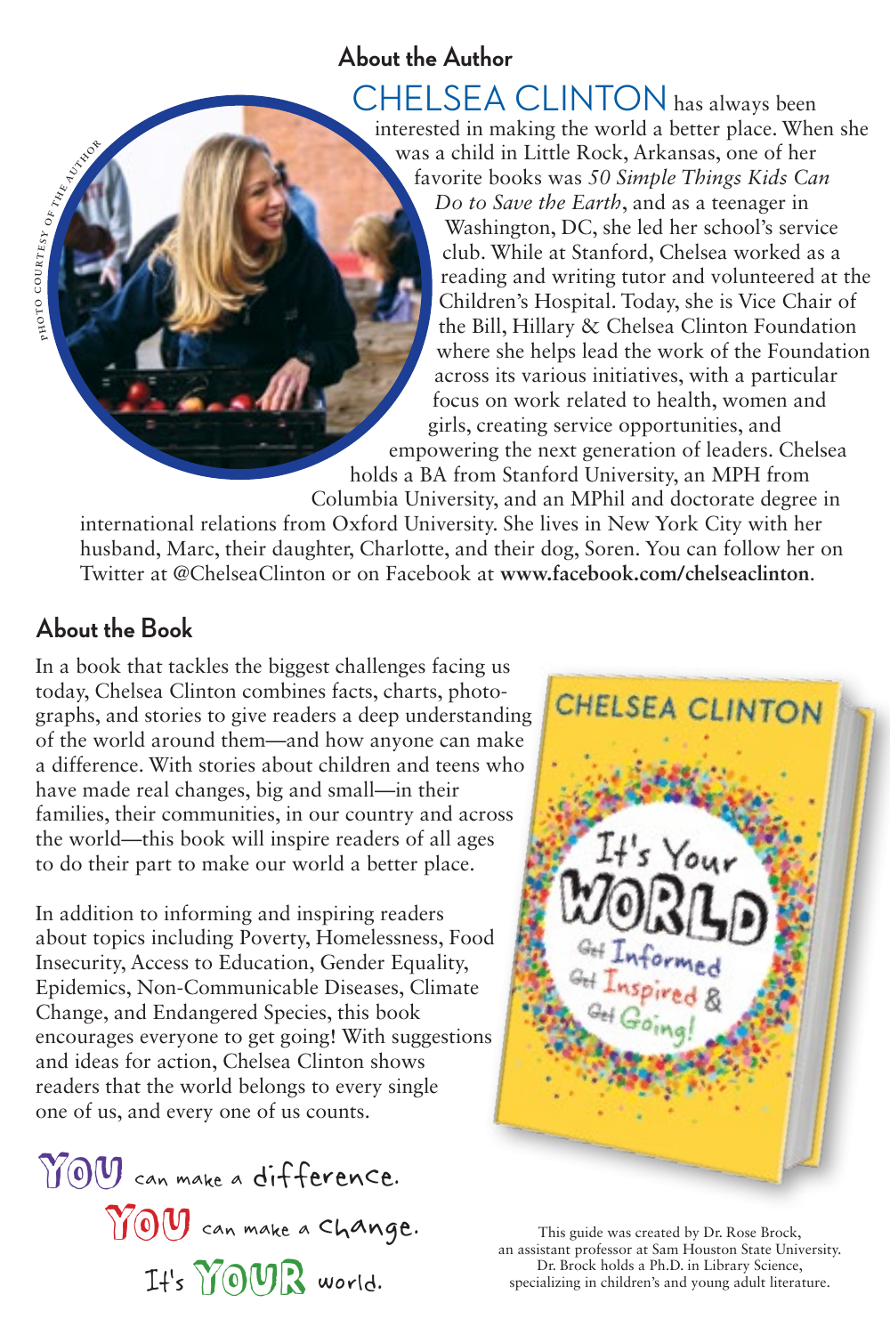## About the Author

PHOTO COURTESY OF THE AUTHOR

CHELSEA CLINTON has always been interested in making the world a better place. When she was a child in Little Rock, Arkansas, one of her favorite books was *50 Simple Things Kids Can Do to Save the Earth*, and as a teenager in Washington, DC, she led her school's service club. While at Stanford, Chelsea worked as a reading and writing tutor and volunteered at the Children's Hospital. Today, she is Vice Chair of the Bill, Hillary & Chelsea Clinton Foundation where she helps lead the work of the Foundation across its various initiatives, with a particular focus on work related to health, women and girls, creating service opportunities, and empowering the next generation of leaders. Chelsea holds a BA from Stanford University, an MPH from Columbia University, and an MPhil and doctorate degree in international relations from Oxford University. She lives in New York City with her husband, Marc, their daughter, Charlotte, and their dog, Soren. You can follow her on Twitter at @ChelseaClinton or on Facebook at **www.facebook.com/chelseaclinton**.

## About the Book

In a book that tackles the biggest challenges facing us today, Chelsea Clinton combines facts, charts, photographs, and stories to give readers a deep understanding of the world around them—and how anyone can make a difference. With stories about children and teens who have made real changes, big and small—in their families, their communities, in our country and across the world—this book will inspire readers of all ages to do their part to make our world a better place.

In addition to informing and inspiring readers about topics including Poverty, Homelessness, Food Insecurity, Access to Education, Gender Equality, Epidemics, Non-Communicable Diseases, Climate Change, and Endangered Species, this book encourages everyone to get going! With suggestions and ideas for action, Chelsea Clinton shows readers that the world belongs to every single one of us, and every one of us counts.

CHELSEA CLINTON

It's Your WORLD

Get Informed Get Inspired & Get Going!

YOU can make a difference.
YOU can make a change.
It's YOUR world.

This guide was created by Dr. Rose Brock, an assistant professor at Sam Houston State University. Dr. Brock holds a Ph.D. in Library Science, specializing in children's and young adult literature.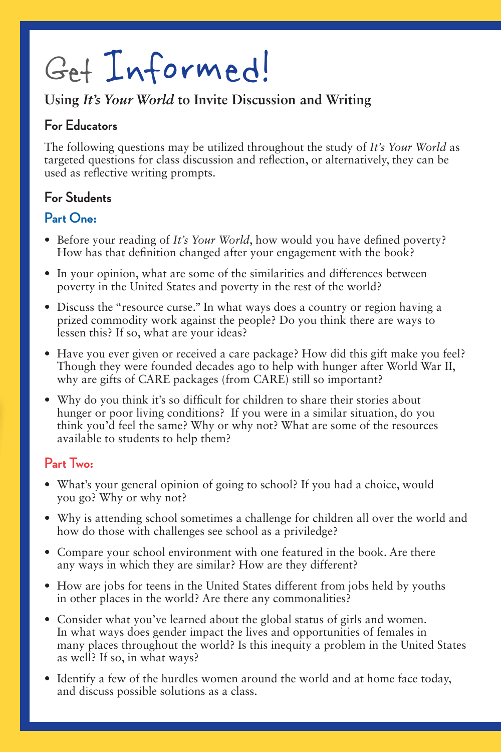# Get Informed!

## Using *It's Your World* to Invite Discussion and Writing

### For Educators

The following questions may be utilized throughout the study of *It's Your World* as targeted questions for class discussion and reflection, or alternatively, they can be used as reflective writing prompts.

### For Students

#### Part One:

- Before your reading of *It's Your World*, how would you have defined poverty? How has that definition changed after your engagement with the book?
- In your opinion, what are some of the similarities and differences between poverty in the United States and poverty in the rest of the world?
- Discuss the "resource curse." In what ways does a country or region having a prized commodity work against the people? Do you think there are ways to lessen this? If so, what are your ideas?
- Have you ever given or received a care package? How did this gift make you feel? Though they were founded decades ago to help with hunger after World War II, why are gifts of CARE packages (from CARE) still so important?
- Why do you think it's so difficult for children to share their stories about hunger or poor living conditions? If you were in a similar situation, do you think you'd feel the same? Why or why not? What are some of the resources available to students to help them?

#### Part Two:

- What's your general opinion of going to school? If you had a choice, would you go? Why or why not?
- Why is attending school sometimes a challenge for children all over the world and how do those with challenges see school as a priviledge?
- Compare your school environment with one featured in the book. Are there any ways in which they are similar? How are they different?
- How are jobs for teens in the United States different from jobs held by youths in other places in the world? Are there any commonalities?
- Consider what you've learned about the global status of girls and women. In what ways does gender impact the lives and opportunities of females in many places throughout the world? Is this inequity a problem in the United States as well? If so, in what ways?
- Identify a few of the hurdles women around the world and at home face today, and discuss possible solutions as a class.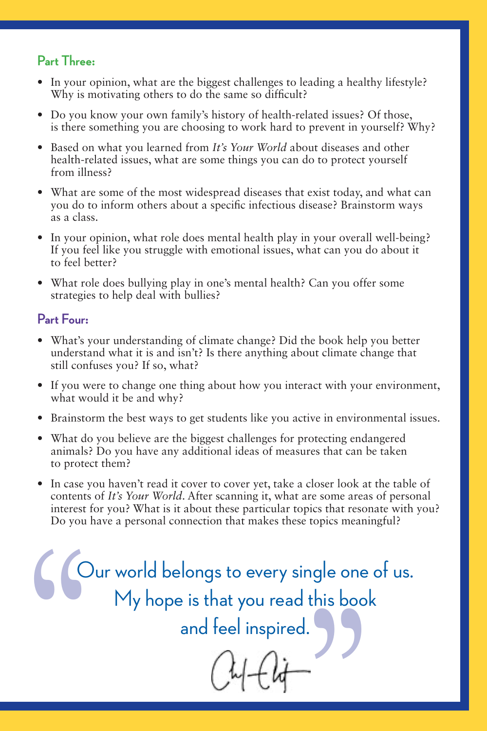### Part Three:

- In your opinion, what are the biggest challenges to leading a healthy lifestyle? Why is motivating others to do the same so difficult?
- Do you know your own family's history of health-related issues? Of those, is there something you are choosing to work hard to prevent in yourself? Why?
- Based on what you learned from *It's Your World* about diseases and other health-related issues, what are some things you can do to protect yourself from illness?
- What are some of the most widespread diseases that exist today, and what can you do to inform others about a specific infectious disease? Brainstorm ways as a class.
- In your opinion, what role does mental health play in your overall well-being? If you feel like you struggle with emotional issues, what can you do about it to feel better?
- What role does bullying play in one's mental health? Can you offer some strategies to help deal with bullies?

### Part Four:

- What's your understanding of climate change? Did the book help you better understand what it is and isn't? Is there anything about climate change that still confuses you? If so, what?
- If you were to change one thing about how you interact with your environment, what would it be and why?
- Brainstorm the best ways to get students like you active in environmental issues.
- What do you believe are the biggest challenges for protecting endangered animals? Do you have any additional ideas of measures that can be taken to protect them?
- In case you haven't read it cover to cover yet, take a closer look at the table of contents of *It's Your World*. After scanning it, what are some areas of personal interest for you? What is it about these particular topics that resonate with you? Do you have a personal connection that makes these topics meaningful?

> "Our world belongs to every single one of us. My hope is that you read this book and feel inspired."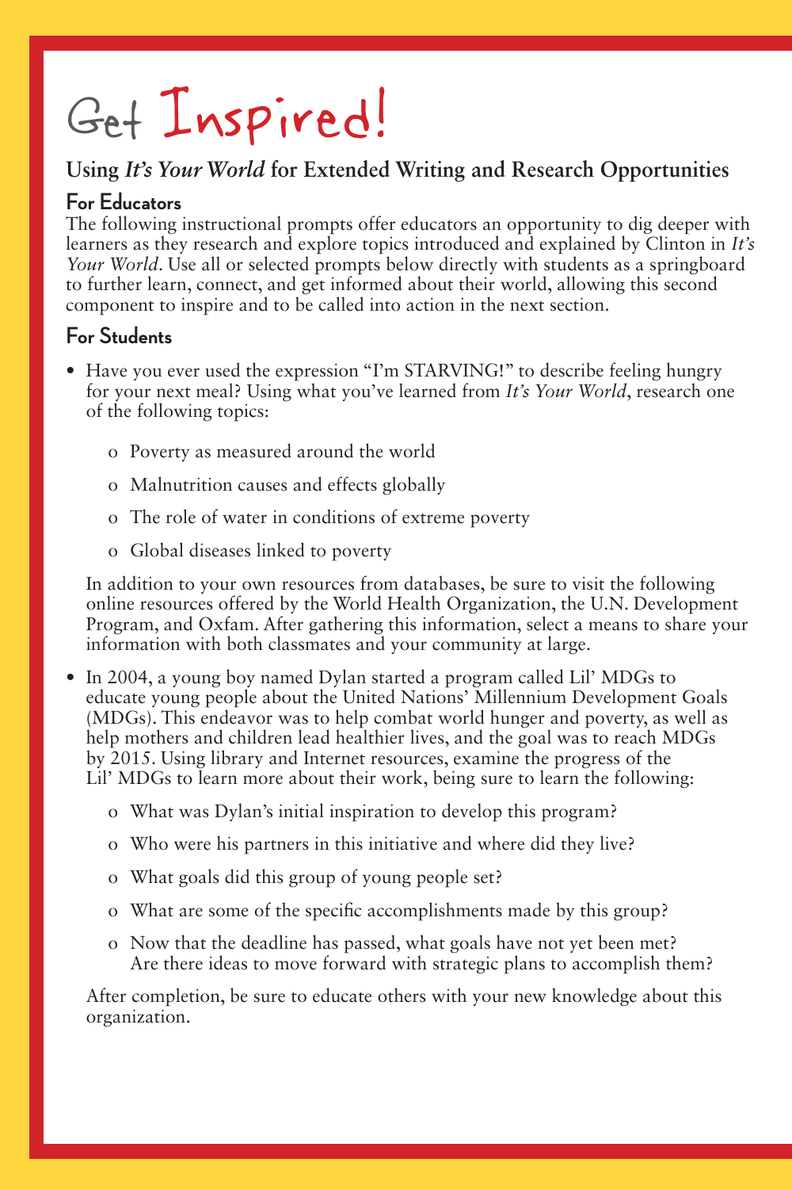# Get Inspired!

## Using *It's Your World* for Extended Writing and Research Opportunities

### For Educators

The following instructional prompts offer educators an opportunity to dig deeper with learners as they research and explore topics introduced and explained by Clinton in *It's Your World*. Use all or selected prompts below directly with students as a springboard to further learn, connect, and get informed about their world, allowing this second component to inspire and to be called into action in the next section.

### For Students

- Have you ever used the expression "I'm STARVING!" to describe feeling hungry for your next meal? Using what you've learned from *It's Your World*, research one of the following topics:

  - Poverty as measured around the world
  - Malnutrition causes and effects globally
  - The role of water in conditions of extreme poverty
  - Global diseases linked to poverty

  In addition to your own resources from databases, be sure to visit the following online resources offered by the World Health Organization, the U.N. Development Program, and Oxfam. After gathering this information, select a means to share your information with both classmates and your community at large.

- In 2004, a young boy named Dylan started a program called Lil' MDGs to educate young people about the United Nations' Millennium Development Goals (MDGs). This endeavor was to help combat world hunger and poverty, as well as help mothers and children lead healthier lives, and the goal was to reach MDGs by 2015. Using library and Internet resources, examine the progress of the Lil' MDGs to learn more about their work, being sure to learn the following:

  - What was Dylan's initial inspiration to develop this program?
  - Who were his partners in this initiative and where did they live?
  - What goals did this group of young people set?
  - What are some of the specific accomplishments made by this group?
  - Now that the deadline has passed, what goals have not yet been met? Are there ideas to move forward with strategic plans to accomplish them?

  After completion, be sure to educate others with your new knowledge about this organization.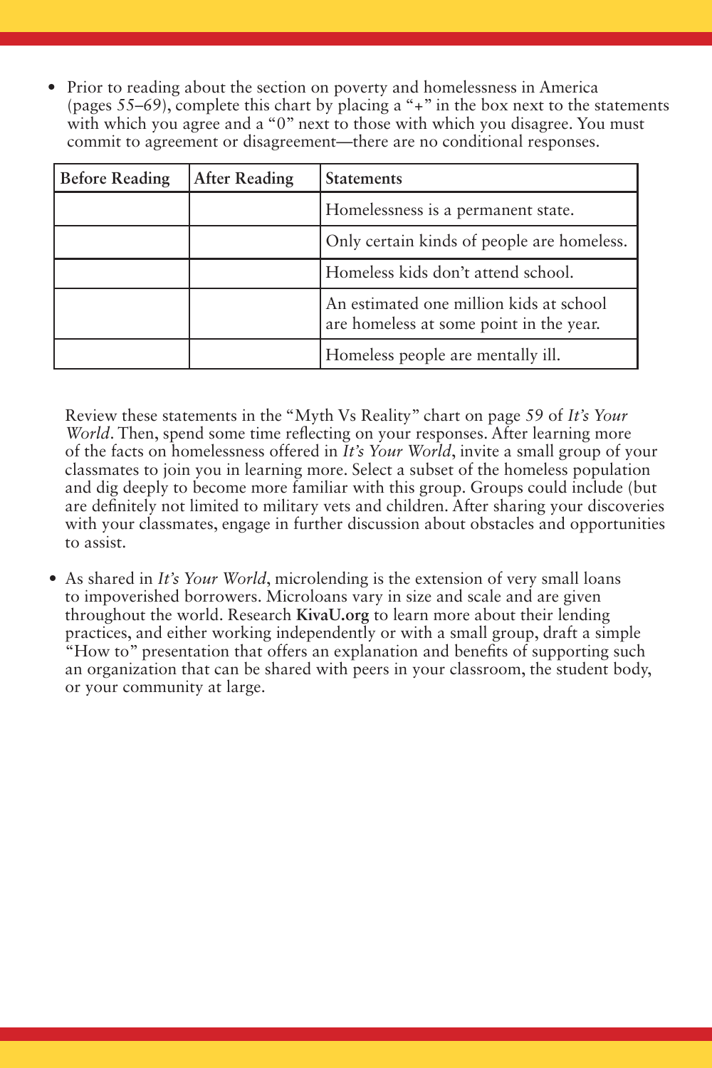- Prior to reading about the section on poverty and homelessness in America (pages 55–69), complete this chart by placing a "+" in the box next to the statements with which you agree and a "0" next to those with which you disagree. You must commit to agreement or disagreement—there are no conditional responses.

| Before Reading | After Reading | Statements |
|---|---|---|
| | | Homelessness is a permanent state. |
| | | Only certain kinds of people are homeless. |
| | | Homeless kids don't attend school. |
| | | An estimated one million kids at school are homeless at some point in the year. |
| | | Homeless people are mentally ill. |

  Review these statements in the "Myth Vs Reality" chart on page 59 of *It's Your World*. Then, spend some time reflecting on your responses. After learning more of the facts on homelessness offered in *It's Your World*, invite a small group of your classmates to join you in learning more. Select a subset of the homeless population and dig deeply to become more familiar with this group. Groups could include (but are definitely not limited to military vets and children. After sharing your discoveries with your classmates, engage in further discussion about obstacles and opportunities to assist.

- As shared in *It's Your World*, microlending is the extension of very small loans to impoverished borrowers. Microloans vary in size and scale and are given throughout the world. Research **KivaU.org** to learn more about their lending practices, and either working independently or with a small group, draft a simple "How to" presentation that offers an explanation and benefits of supporting such an organization that can be shared with peers in your classroom, the student body, or your community at large.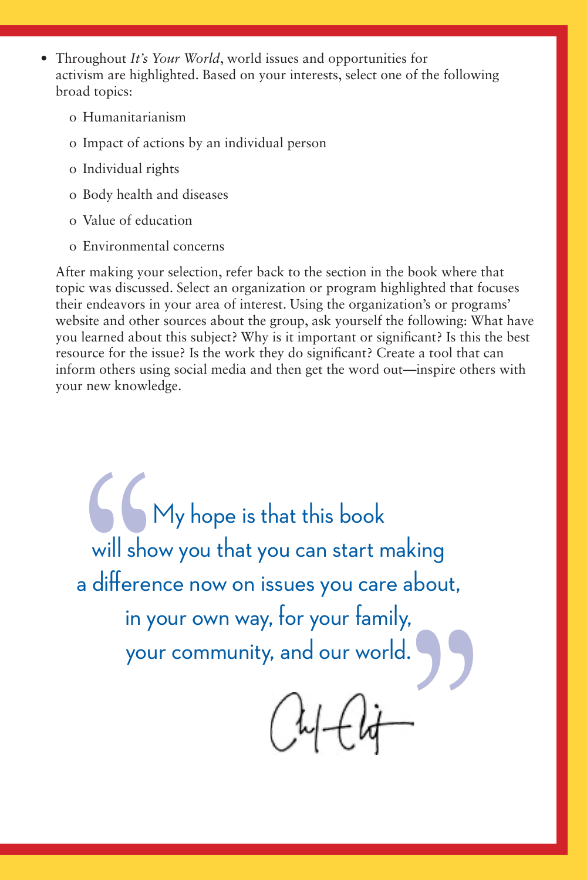- Throughout *It's Your World*, world issues and opportunities for activism are highlighted. Based on your interests, select one of the following broad topics:

    - Humanitarianism
    - Impact of actions by an individual person
    - Individual rights
    - Body health and diseases
    - Value of education
    - Environmental concerns

  After making your selection, refer back to the section in the book where that topic was discussed. Select an organization or program highlighted that focuses their endeavors in your area of interest. Using the organization's or programs' website and other sources about the group, ask yourself the following: What have you learned about this subject? Why is it important or significant? Is this the best resource for the issue? Is the work they do significant? Create a tool that can inform others using social media and then get the word out—inspire others with your new knowledge.

> "My hope is that this book will show you that you can start making a difference now on issues you care about, in your own way, for your family, your community, and our world."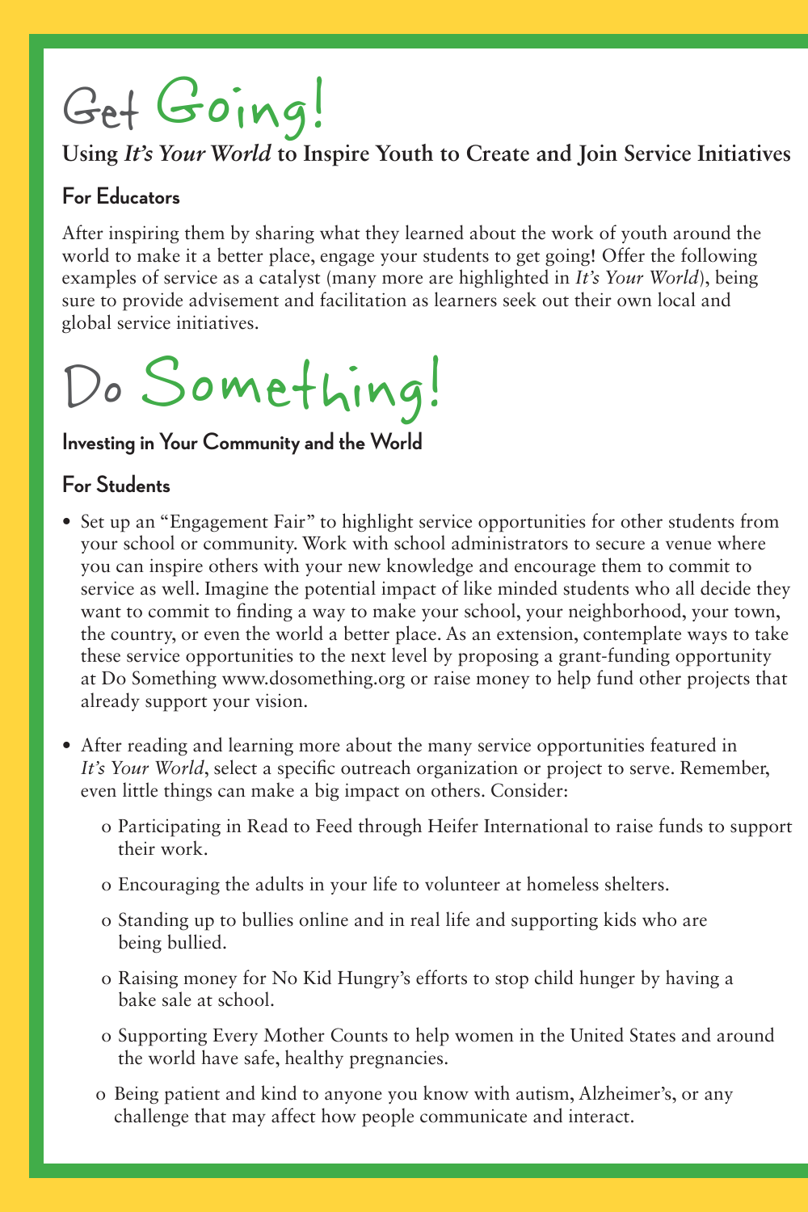# Get Going!

## Using *It's Your World* to Inspire Youth to Create and Join Service Initiatives

### For Educators

After inspiring them by sharing what they learned about the work of youth around the world to make it a better place, engage your students to get going! Offer the following examples of service as a catalyst (many more are highlighted in *It's Your World*), being sure to provide advisement and facilitation as learners seek out their own local and global service initiatives.

# Do Something!

## Investing in Your Community and the World

### For Students

- Set up an "Engagement Fair" to highlight service opportunities for other students from your school or community. Work with school administrators to secure a venue where you can inspire others with your new knowledge and encourage them to commit to service as well. Imagine the potential impact of like minded students who all decide they want to commit to finding a way to make your school, your neighborhood, your town, the country, or even the world a better place. As an extension, contemplate ways to take these service opportunities to the next level by proposing a grant-funding opportunity at Do Something www.dosomething.org or raise money to help fund other projects that already support your vision.

- After reading and learning more about the many service opportunities featured in *It's Your World*, select a specific outreach organization or project to serve. Remember, even little things can make a big impact on others. Consider:

  - Participating in Read to Feed through Heifer International to raise funds to support their work.
  - Encouraging the adults in your life to volunteer at homeless shelters.
  - Standing up to bullies online and in real life and supporting kids who are being bullied.
  - Raising money for No Kid Hungry's efforts to stop child hunger by having a bake sale at school.
  - Supporting Every Mother Counts to help women in the United States and around the world have safe, healthy pregnancies.
  - Being patient and kind to anyone you know with autism, Alzheimer's, or any challenge that may affect how people communicate and interact.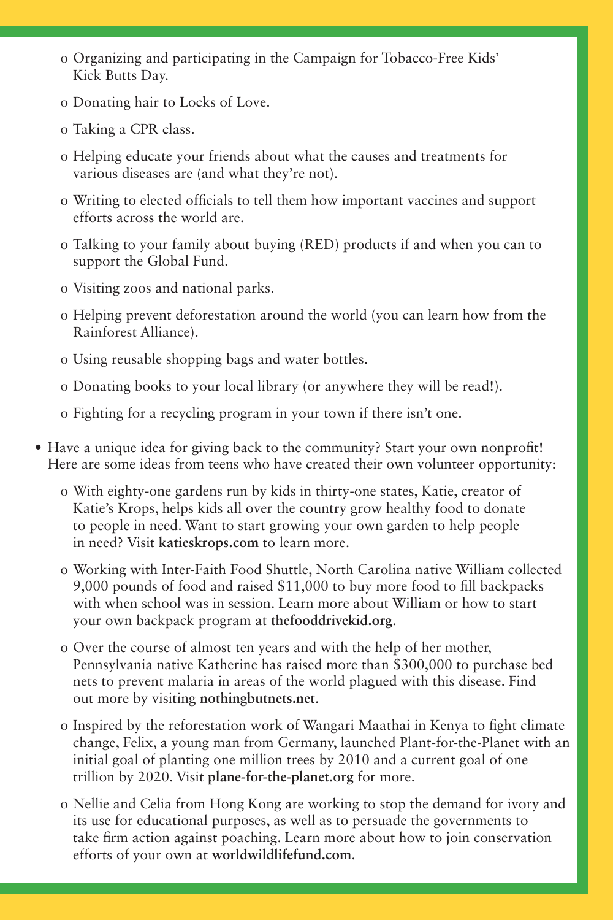- Organizing and participating in the Campaign for Tobacco-Free Kids' Kick Butts Day.
- Donating hair to Locks of Love.
- Taking a CPR class.
- Helping educate your friends about what the causes and treatments for various diseases are (and what they're not).
- Writing to elected officials to tell them how important vaccines and support efforts across the world are.
- Talking to your family about buying (RED) products if and when you can to support the Global Fund.
- Visiting zoos and national parks.
- Helping prevent deforestation around the world (you can learn how from the Rainforest Alliance).
- Using reusable shopping bags and water bottles.
- Donating books to your local library (or anywhere they will be read!).
- Fighting for a recycling program in your town if there isn't one.

- Have a unique idea for giving back to the community? Start your own nonprofit! Here are some ideas from teens who have created their own volunteer opportunity:
  - With eighty-one gardens run by kids in thirty-one states, Katie, creator of Katie's Krops, helps kids all over the country grow healthy food to donate to people in need. Want to start growing your own garden to help people in need? Visit **katieskrops.com** to learn more.
  - Working with Inter-Faith Food Shuttle, North Carolina native William collected 9,000 pounds of food and raised $11,000 to buy more food to fill backpacks with when school was in session. Learn more about William or how to start your own backpack program at **thefooddrivekid.org**.
  - Over the course of almost ten years and with the help of her mother, Pennsylvania native Katherine has raised more than $300,000 to purchase bed nets to prevent malaria in areas of the world plagued with this disease. Find out more by visiting **nothingbutnets.net**.
  - Inspired by the reforestation work of Wangari Maathai in Kenya to fight climate change, Felix, a young man from Germany, launched Plant-for-the-Planet with an initial goal of planting one million trees by 2010 and a current goal of one trillion by 2020. Visit **plane-for-the-planet.org** for more.
  - Nellie and Celia from Hong Kong are working to stop the demand for ivory and its use for educational purposes, as well as to persuade the governments to take firm action against poaching. Learn more about how to join conservation efforts of your own at **worldwildlifefund.com**.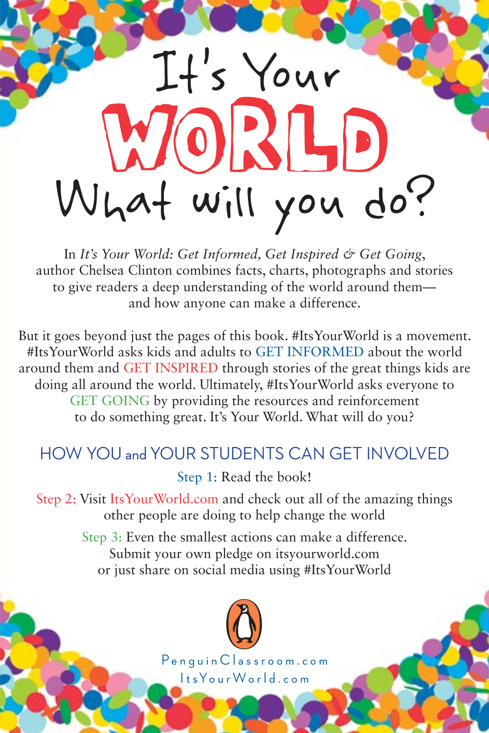# It's Your WORLD What will you do?

In *It's Your World: Get Informed, Get Inspired & Get Going*, author Chelsea Clinton combines facts, charts, photographs and stories to give readers a deep understanding of the world around them—and how anyone can make a difference.

But it goes beyond just the pages of this book. #ItsYourWorld is a movement. #ItsYourWorld asks kids and adults to GET INFORMED about the world around them and GET INSPIRED through stories of the great things kids are doing all around the world. Ultimately, #ItsYourWorld asks everyone to GET GOING by providing the resources and reinforcement to do something great. It's Your World. What will do you?

## HOW YOU and YOUR STUDENTS CAN GET INVOLVED

Step 1: Read the book!

Step 2: Visit ItsYourWorld.com and check out all of the amazing things other people are doing to help change the world

Step 3: Even the smallest actions can make a difference. Submit your own pledge on itsyourworld.com or just share on social media using #ItsYourWorld

PenguinClassroom.com
ItsYourWorld.com